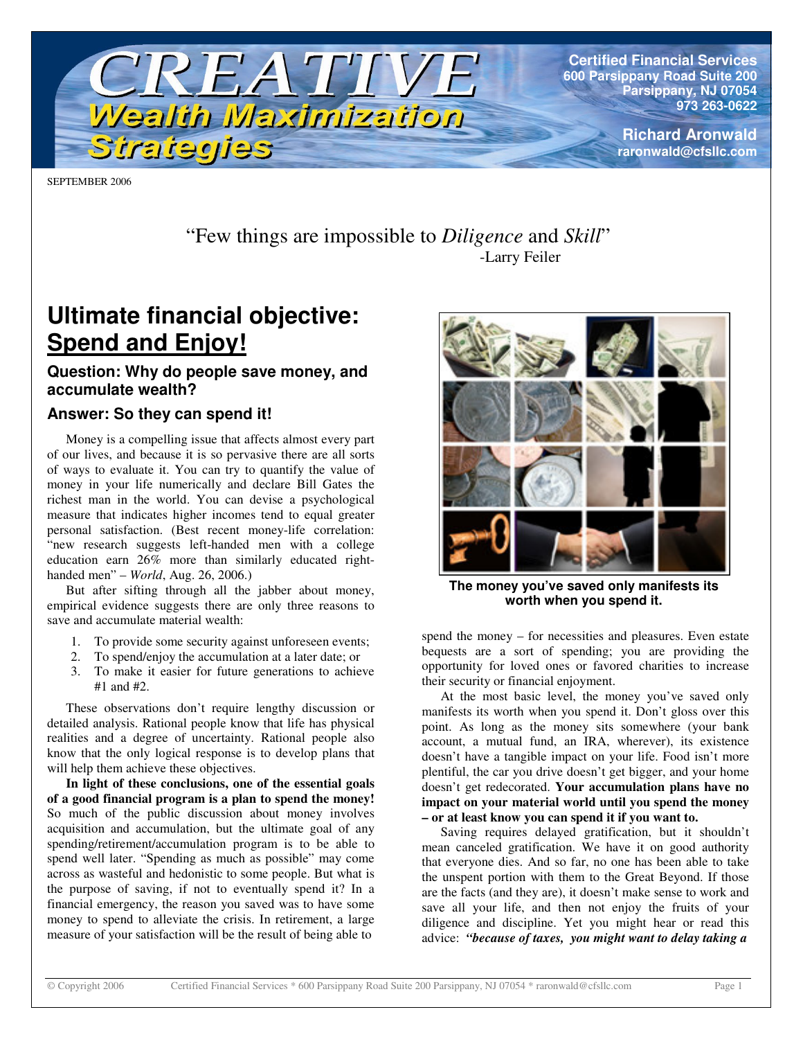# CREATIVE Wealth Maximization Strategies

**Certified Financial Services**
**600 Parsippany Road Suite 200**
**Parsippany, NJ 07054**
**973 263-0622**

**Richard Aronwald**
**raronwald@cfsllc.com**

SEPTEMBER 2006

"Few things are impossible to *Diligence* and *Skill*"
-Larry Feiler

## Ultimate financial objective: Spend and Enjoy!

### Question: Why do people save money, and accumulate wealth?

### Answer: So they can spend it!

Money is a compelling issue that affects almost every part of our lives, and because it is so pervasive there are all sorts of ways to evaluate it. You can try to quantify the value of money in your life numerically and declare Bill Gates the richest man in the world. You can devise a psychological measure that indicates higher incomes tend to equal greater personal satisfaction. (Best recent money-life correlation: "new research suggests left-handed men with a college education earn 26% more than similarly educated right-handed men" – *World*, Aug. 26, 2006.)

But after sifting through all the jabber about money, empirical evidence suggests there are only three reasons to save and accumulate material wealth:

1. To provide some security against unforeseen events;
2. To spend/enjoy the accumulation at a later date; or
3. To make it easier for future generations to achieve #1 and #2.

These observations don't require lengthy discussion or detailed analysis. Rational people know that life has physical realities and a degree of uncertainty. Rational people also know that the only logical response is to develop plans that will help them achieve these objectives.

**In light of these conclusions, one of the essential goals of a good financial program is a plan to spend the money!** So much of the public discussion about money involves acquisition and accumulation, but the ultimate goal of any spending/retirement/accumulation program is to be able to spend well later. "Spending as much as possible" may come across as wasteful and hedonistic to some people. But what is the purpose of saving, if not to eventually spend it? In a financial emergency, the reason you saved was to have some money to spend to alleviate the crisis. In retirement, a large measure of your satisfaction will be the result of being able to spend the money – for necessities and pleasures. Even estate bequests are a sort of spending; you are providing the opportunity for loved ones or favored charities to increase their security or financial enjoyment.

**The money you've saved only manifests its worth when you spend it.**

At the most basic level, the money you've saved only manifests its worth when you spend it. Don't gloss over this point. As long as the money sits somewhere (your bank account, a mutual fund, an IRA, wherever), its existence doesn't have a tangible impact on your life. Food isn't more plentiful, the car you drive doesn't get bigger, and your home doesn't get redecorated. **Your accumulation plans have no impact on your material world until you spend the money – or at least know you can spend it if you want to.**

Saving requires delayed gratification, but it shouldn't mean canceled gratification. We have it on good authority that everyone dies. And so far, no one has been able to take the unspent portion with them to the Great Beyond. If those are the facts (and they are), it doesn't make sense to work and save all your life, and then not enjoy the fruits of your diligence and discipline. Yet you might hear or read this advice: ***"because of taxes, you might want to delay taking a***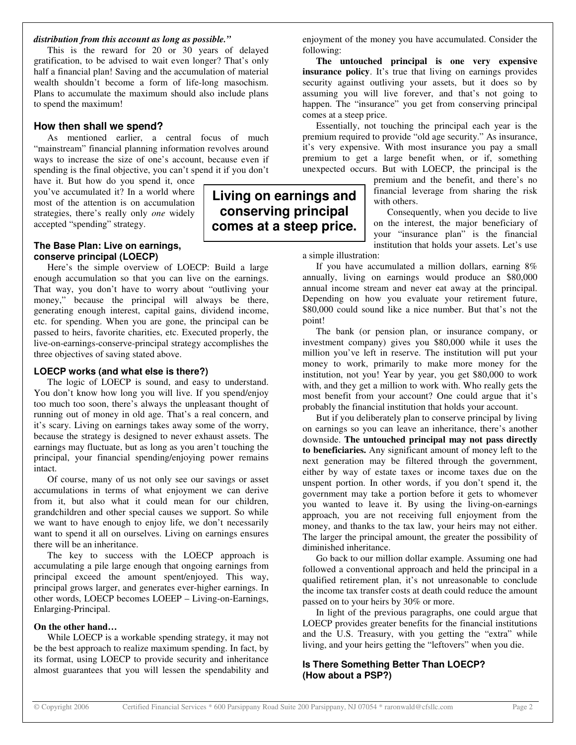***distribution from this account as long as possible."***

This is the reward for 20 or 30 years of delayed gratification, to be advised to wait even longer? That's only half a financial plan! Saving and the accumulation of material wealth shouldn't become a form of life-long masochism. Plans to accumulate the maximum should also include plans to spend the maximum!

## How then shall we spend?

As mentioned earlier, a central focus of much "mainstream" financial planning information revolves around ways to increase the size of one's account, because even if spending is the final objective, you can't spend it if you don't have it. But how do you spend it, once you've accumulated it? In a world where most of the attention is on accumulation strategies, there's really only *one* widely accepted "spending" strategy.

### The Base Plan: Live on earnings, conserve principal (LOECP)

Here's the simple overview of LOECP: Build a large enough accumulation so that you can live on the earnings. That way, you don't have to worry about "outliving your money," because the principal will always be there, generating enough interest, capital gains, dividend income, etc. for spending. When you are gone, the principal can be passed to heirs, favorite charities, etc. Executed properly, the live-on-earnings-conserve-principal strategy accomplishes the three objectives of saving stated above.

### LOECP works (and what else is there?)

The logic of LOECP is sound, and easy to understand. You don't know how long you will live. If you spend/enjoy too much too soon, there's always the unpleasant thought of running out of money in old age. That's a real concern, and it's scary. Living on earnings takes away some of the worry, because the strategy is designed to never exhaust assets. The earnings may fluctuate, but as long as you aren't touching the principal, your financial spending/enjoying power remains intact.

Of course, many of us not only see our savings or asset accumulations in terms of what enjoyment we can derive from it, but also what it could mean for our children, grandchildren and other special causes we support. So while we want to have enough to enjoy life, we don't necessarily want to spend it all on ourselves. Living on earnings ensures there will be an inheritance.

The key to success with the LOECP approach is accumulating a pile large enough that ongoing earnings from principal exceed the amount spent/enjoyed. This way, principal grows larger, and generates ever-higher earnings. In other words, LOECP becomes LOEEP – Living-on-Earnings, Enlarging-Principal.

**On the other hand…**

While LOECP is a workable spending strategy, it may not be the best approach to realize maximum spending. In fact, by its format, using LOECP to provide security and inheritance almost guarantees that you will lessen the spendability and enjoyment of the money you have accumulated. Consider the following:

**The untouched principal is one very expensive insurance policy**. It's true that living on earnings provides security against outliving your assets, but it does so by assuming you will live forever, and that's not going to happen. The "insurance" you get from conserving principal comes at a steep price.

Essentially, not touching the principal each year is the premium required to provide "old age security." As insurance, it's very expensive. With most insurance you pay a small premium to get a large benefit when, or if, something unexpected occurs. But with LOECP, the principal is the premium and the benefit, and there's no financial leverage from sharing the risk with others.

> **Living on earnings and conserving principal comes at a steep price.**

Consequently, when you decide to live on the interest, the major beneficiary of your "insurance plan" is the financial institution that holds your assets. Let's use a simple illustration:

If you have accumulated a million dollars, earning 8% annually, living on earnings would produce an $80,000 annual income stream and never eat away at the principal. Depending on how you evaluate your retirement future, $80,000 could sound like a nice number. But that's not the point!

The bank (or pension plan, or insurance company, or investment company) gives you $80,000 while it uses the million you've left in reserve. The institution will put your money to work, primarily to make more money for the institution, not you! Year by year, you get $80,000 to work with, and they get a million to work with. Who really gets the most benefit from your account? One could argue that it's probably the financial institution that holds your account.

But if you deliberately plan to conserve principal by living on earnings so you can leave an inheritance, there's another downside. **The untouched principal may not pass directly to beneficiaries.** Any significant amount of money left to the next generation may be filtered through the government, either by way of estate taxes or income taxes due on the unspent portion. In other words, if you don't spend it, the government may take a portion before it gets to whomever you wanted to leave it. By using the living-on-earnings approach, you are not receiving full enjoyment from the money, and thanks to the tax law, your heirs may not either. The larger the principal amount, the greater the possibility of diminished inheritance.

Go back to our million dollar example. Assuming one had followed a conventional approach and held the principal in a qualified retirement plan, it's not unreasonable to conclude the income tax transfer costs at death could reduce the amount passed on to your heirs by 30% or more.

In light of the previous paragraphs, one could argue that LOECP provides greater benefits for the financial institutions and the U.S. Treasury, with you getting the "extra" while living, and your heirs getting the "leftovers" when you die.

### Is There Something Better Than LOECP? (How about a PSP?)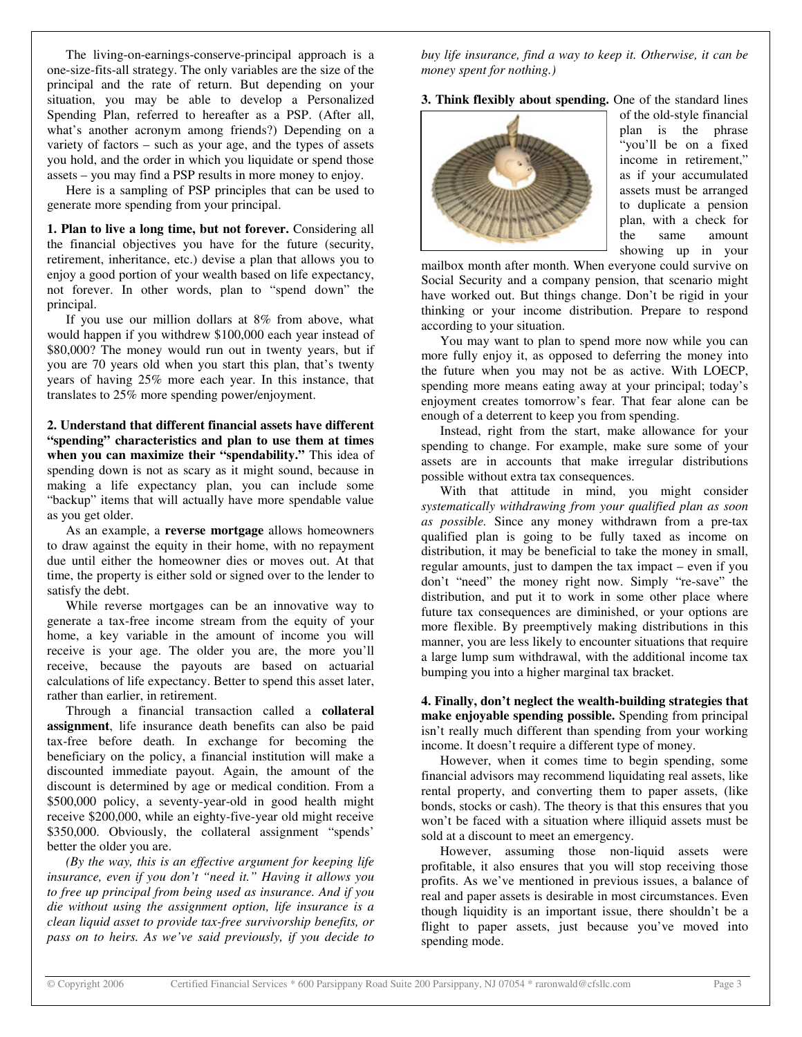The living-on-earnings-conserve-principal approach is a one-size-fits-all strategy. The only variables are the size of the principal and the rate of return. But depending on your situation, you may be able to develop a Personalized Spending Plan, referred to hereafter as a PSP. (After all, what's another acronym among friends?) Depending on a variety of factors – such as your age, and the types of assets you hold, and the order in which you liquidate or spend those assets – you may find a PSP results in more money to enjoy.

Here is a sampling of PSP principles that can be used to generate more spending from your principal.

**1. Plan to live a long time, but not forever.** Considering all the financial objectives you have for the future (security, retirement, inheritance, etc.) devise a plan that allows you to enjoy a good portion of your wealth based on life expectancy, not forever. In other words, plan to "spend down" the principal.

If you use our million dollars at 8% from above, what would happen if you withdrew $100,000 each year instead of $80,000? The money would run out in twenty years, but if you are 70 years old when you start this plan, that's twenty years of having 25% more each year. In this instance, that translates to 25% more spending power/enjoyment.

**2. Understand that different financial assets have different "spending" characteristics and plan to use them at times when you can maximize their "spendability."** This idea of spending down is not as scary as it might sound, because in making a life expectancy plan, you can include some "backup" items that will actually have more spendable value as you get older.

As an example, a **reverse mortgage** allows homeowners to draw against the equity in their home, with no repayment due until either the homeowner dies or moves out. At that time, the property is either sold or signed over to the lender to satisfy the debt.

While reverse mortgages can be an innovative way to generate a tax-free income stream from the equity of your home, a key variable in the amount of income you will receive is your age. The older you are, the more you'll receive, because the payouts are based on actuarial calculations of life expectancy. Better to spend this asset later, rather than earlier, in retirement.

Through a financial transaction called a **collateral assignment**, life insurance death benefits can also be paid tax-free before death. In exchange for becoming the beneficiary on the policy, a financial institution will make a discounted immediate payout. Again, the amount of the discount is determined by age or medical condition. From a $500,000 policy, a seventy-year-old in good health might receive $200,000, while an eighty-five-year old might receive $350,000. Obviously, the collateral assignment "spends' better the older you are.

*(By the way, this is an effective argument for keeping life insurance, even if you don't "need it." Having it allows you to free up principal from being used as insurance. And if you die without using the assignment option, life insurance is a clean liquid asset to provide tax-free survivorship benefits, or pass on to heirs. As we've said previously, if you decide to buy life insurance, find a way to keep it. Otherwise, it can be money spent for nothing.)*

**3. Think flexibly about spending.** One of the standard lines of the old-style financial plan is the phrase "you'll be on a fixed income in retirement," as if your accumulated assets must be arranged to duplicate a pension plan, with a check for the same amount showing up in your mailbox month after month. When everyone could survive on Social Security and a company pension, that scenario might have worked out. But things change. Don't be rigid in your thinking or your income distribution. Prepare to respond according to your situation.

You may want to plan to spend more now while you can more fully enjoy it, as opposed to deferring the money into the future when you may not be as active. With LOECP, spending more means eating away at your principal; today's enjoyment creates tomorrow's fear. That fear alone can be enough of a deterrent to keep you from spending.

Instead, right from the start, make allowance for your spending to change. For example, make sure some of your assets are in accounts that make irregular distributions possible without extra tax consequences.

With that attitude in mind, you might consider *systematically withdrawing from your qualified plan as soon as possible*. Since any money withdrawn from a pre-tax qualified plan is going to be fully taxed as income on distribution, it may be beneficial to take the money in small, regular amounts, just to dampen the tax impact – even if you don't "need" the money right now. Simply "re-save" the distribution, and put it to work in some other place where future tax consequences are diminished, or your options are more flexible. By preemptively making distributions in this manner, you are less likely to encounter situations that require a large lump sum withdrawal, with the additional income tax bumping you into a higher marginal tax bracket.

**4. Finally, don't neglect the wealth-building strategies that make enjoyable spending possible.** Spending from principal isn't really much different than spending from your working income. It doesn't require a different type of money.

However, when it comes time to begin spending, some financial advisors may recommend liquidating real assets, like rental property, and converting them to paper assets, (like bonds, stocks or cash). The theory is that this ensures that you won't be faced with a situation where illiquid assets must be sold at a discount to meet an emergency.

However, assuming those non-liquid assets were profitable, it also ensures that you will stop receiving those profits. As we've mentioned in previous issues, a balance of real and paper assets is desirable in most circumstances. Even though liquidity is an important issue, there shouldn't be a flight to paper assets, just because you've moved into spending mode.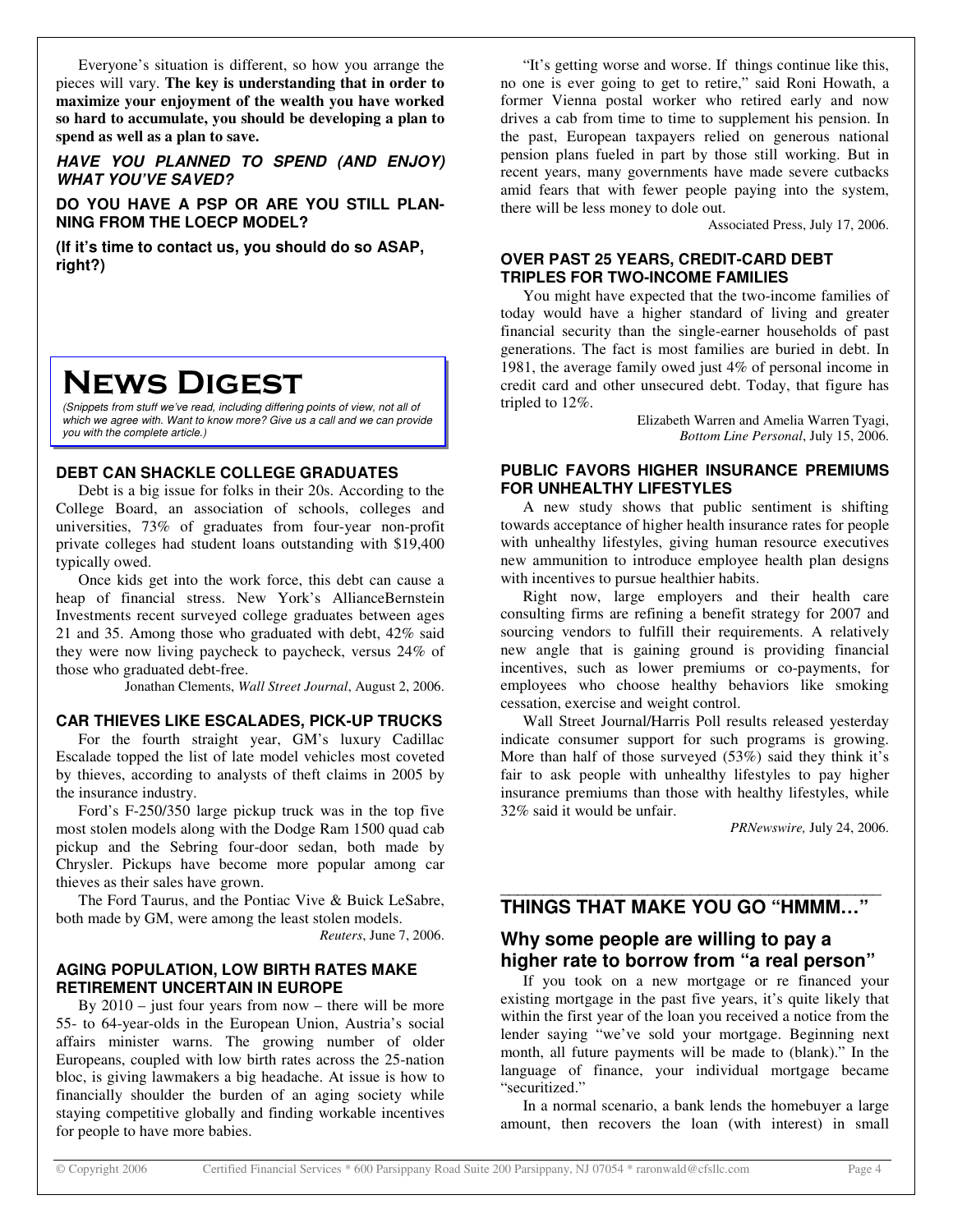Everyone's situation is different, so how you arrange the pieces will vary. **The key is understanding that in order to maximize your enjoyment of the wealth you have worked so hard to accumulate, you should be developing a plan to spend as well as a plan to save.**

***HAVE YOU PLANNED TO SPEND (AND ENJOY) WHAT YOU'VE SAVED?***

**DO YOU HAVE A PSP OR ARE YOU STILL PLANNING FROM THE LOECP MODEL?**

**(If it's time to contact us, you should do so ASAP, right?)**

# News Digest

*(Snippets from stuff we've read, including differing points of view, not all of which we agree with. Want to know more? Give us a call and we can provide you with the complete article.)*

### DEBT CAN SHACKLE COLLEGE GRADUATES

Debt is a big issue for folks in their 20s. According to the College Board, an association of schools, colleges and universities, 73% of graduates from four-year non-profit private colleges had student loans outstanding with $19,400 typically owed.

Once kids get into the work force, this debt can cause a heap of financial stress. New York's AllianceBernstein Investments recent surveyed college graduates between ages 21 and 35. Among those who graduated with debt, 42% said they were now living paycheck to paycheck, versus 24% of those who graduated debt-free.

Jonathan Clements, *Wall Street Journal*, August 2, 2006.

### CAR THIEVES LIKE ESCALADES, PICK-UP TRUCKS

For the fourth straight year, GM's luxury Cadillac Escalade topped the list of late model vehicles most coveted by thieves, according to analysts of theft claims in 2005 by the insurance industry.

Ford's F-250/350 large pickup truck was in the top five most stolen models along with the Dodge Ram 1500 quad cab pickup and the Sebring four-door sedan, both made by Chrysler. Pickups have become more popular among car thieves as their sales have grown.

The Ford Taurus, and the Pontiac Vive & Buick LeSabre, both made by GM, were among the least stolen models.

*Reuters*, June 7, 2006.

### AGING POPULATION, LOW BIRTH RATES MAKE RETIREMENT UNCERTAIN IN EUROPE

By 2010 – just four years from now – there will be more 55- to 64-year-olds in the European Union, Austria's social affairs minister warns. The growing number of older Europeans, coupled with low birth rates across the 25-nation bloc, is giving lawmakers a big headache. At issue is how to financially shoulder the burden of an aging society while staying competitive globally and finding workable incentives for people to have more babies.

"It's getting worse and worse. If things continue like this, no one is ever going to get to retire," said Roni Howath, a former Vienna postal worker who retired early and now drives a cab from time to time to supplement his pension. In the past, European taxpayers relied on generous national pension plans fueled in part by those still working. But in recent years, many governments have made severe cutbacks amid fears that with fewer people paying into the system, there will be less money to dole out.

Associated Press, July 17, 2006.

### OVER PAST 25 YEARS, CREDIT-CARD DEBT TRIPLES FOR TWO-INCOME FAMILIES

You might have expected that the two-income families of today would have a higher standard of living and greater financial security than the single-earner households of past generations. The fact is most families are buried in debt. In 1981, the average family owed just 4% of personal income in credit card and other unsecured debt. Today, that figure has tripled to 12%.

Elizabeth Warren and Amelia Warren Tyagi, *Bottom Line Personal*, July 15, 2006.

### PUBLIC FAVORS HIGHER INSURANCE PREMIUMS FOR UNHEALTHY LIFESTYLES

A new study shows that public sentiment is shifting towards acceptance of higher health insurance rates for people with unhealthy lifestyles, giving human resource executives new ammunition to introduce employee health plan designs with incentives to pursue healthier habits.

Right now, large employers and their health care consulting firms are refining a benefit strategy for 2007 and sourcing vendors to fulfill their requirements. A relatively new angle that is gaining ground is providing financial incentives, such as lower premiums or co-payments, for employees who choose healthy behaviors like smoking cessation, exercise and weight control.

Wall Street Journal/Harris Poll results released yesterday indicate consumer support for such programs is growing. More than half of those surveyed (53%) said they think it's fair to ask people with unhealthy lifestyles to pay higher insurance premiums than those with healthy lifestyles, while 32% said it would be unfair.

*PRNewswire,* July 24, 2006.

## THINGS THAT MAKE YOU GO "HMMM…"

### Why some people are willing to pay a higher rate to borrow from "a real person"

If you took on a new mortgage or re financed your existing mortgage in the past five years, it's quite likely that within the first year of the loan you received a notice from the lender saying "we've sold your mortgage. Beginning next month, all future payments will be made to (blank)." In the language of finance, your individual mortgage became "securitized."

In a normal scenario, a bank lends the homebuyer a large amount, then recovers the loan (with interest) in small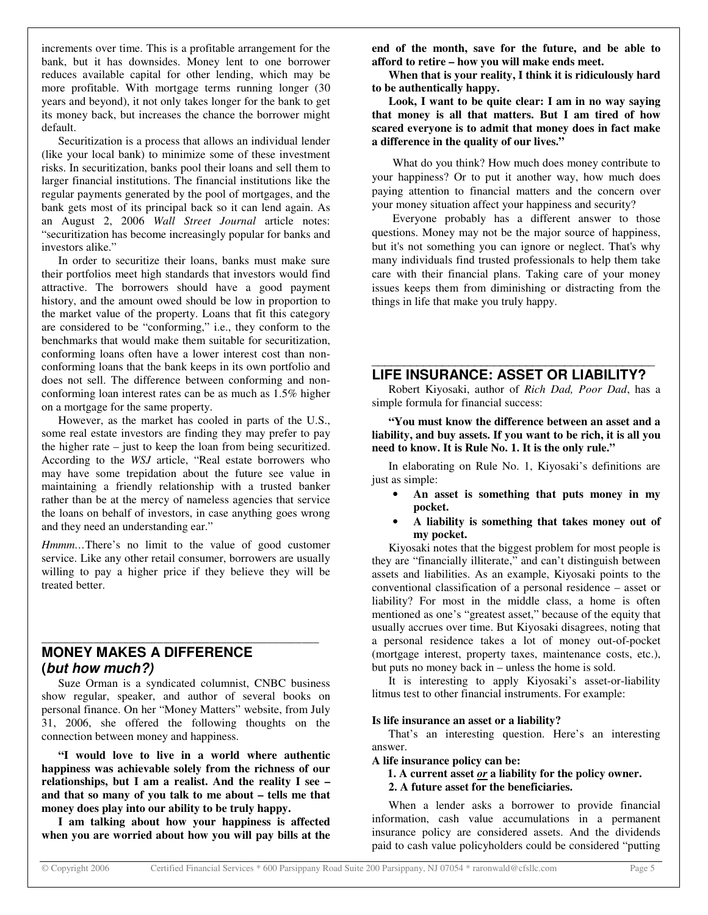increments over time. This is a profitable arrangement for the bank, but it has downsides. Money lent to one borrower reduces available capital for other lending, which may be more profitable. With mortgage terms running longer (30 years and beyond), it not only takes longer for the bank to get its money back, but increases the chance the borrower might default.

Securitization is a process that allows an individual lender (like your local bank) to minimize some of these investment risks. In securitization, banks pool their loans and sell them to larger financial institutions. The financial institutions like the regular payments generated by the pool of mortgages, and the bank gets most of its principal back so it can lend again. As an August 2, 2006 *Wall Street Journal* article notes: "securitization has become increasingly popular for banks and investors alike."

In order to securitize their loans, banks must make sure their portfolios meet high standards that investors would find attractive. The borrowers should have a good payment history, and the amount owed should be low in proportion to the market value of the property. Loans that fit this category are considered to be "conforming," i.e., they conform to the benchmarks that would make them suitable for securitization, conforming loans often have a lower interest cost than non-conforming loans that the bank keeps in its own portfolio and does not sell. The difference between conforming and non-conforming loan interest rates can be as much as 1.5% higher on a mortgage for the same property.

However, as the market has cooled in parts of the U.S., some real estate investors are finding they may prefer to pay the higher rate – just to keep the loan from being securitized. According to the *WSJ* article, "Real estate borrowers who may have some trepidation about the future see value in maintaining a friendly relationship with a trusted banker rather than be at the mercy of nameless agencies that service the loans on behalf of investors, in case anything goes wrong and they need an understanding ear."

*Hmmm…*There's no limit to the value of good customer service. Like any other retail consumer, borrowers are usually willing to pay a higher price if they believe they will be treated better.

## MONEY MAKES A DIFFERENCE (*but how much?)*

Suze Orman is a syndicated columnist, CNBC business show regular, speaker, and author of several books on personal finance. On her "Money Matters" website, from July 31, 2006, she offered the following thoughts on the connection between money and happiness.

**"I would love to live in a world where authentic happiness was achievable solely from the richness of our relationships, but I am a realist. And the reality I see – and that so many of you talk to me about – tells me that money does play into our ability to be truly happy.**

**I am talking about how your happiness is affected when you are worried about how you will pay bills at the end of the month, save for the future, and be able to afford to retire – how you will make ends meet.**

**When that is your reality, I think it is ridiculously hard to be authentically happy.**

**Look, I want to be quite clear: I am in no way saying that money is all that matters. But I am tired of how scared everyone is to admit that money does in fact make a difference in the quality of our lives."**

What do you think? How much does money contribute to your happiness? Or to put it another way, how much does paying attention to financial matters and the concern over your money situation affect your happiness and security?

Everyone probably has a different answer to those questions. Money may not be the major source of happiness, but it's not something you can ignore or neglect. That's why many individuals find trusted professionals to help them take care with their financial plans. Taking care of your money issues keeps them from diminishing or distracting from the things in life that make you truly happy.

## LIFE INSURANCE: ASSET OR LIABILITY?

Robert Kiyosaki, author of *Rich Dad, Poor Dad*, has a simple formula for financial success:

**"You must know the difference between an asset and a liability, and buy assets. If you want to be rich, it is all you need to know. It is Rule No. 1. It is the only rule."**

In elaborating on Rule No. 1, Kiyosaki's definitions are just as simple:

- **An asset is something that puts money in my pocket.**
- **A liability is something that takes money out of my pocket.**

Kiyosaki notes that the biggest problem for most people is they are "financially illiterate," and can't distinguish between assets and liabilities. As an example, Kiyosaki points to the conventional classification of a personal residence – asset or liability? For most in the middle class, a home is often mentioned as one's "greatest asset," because of the equity that usually accrues over time. But Kiyosaki disagrees, noting that a personal residence takes a lot of money out-of-pocket (mortgage interest, property taxes, maintenance costs, etc.), but puts no money back in – unless the home is sold.

It is interesting to apply Kiyosaki's asset-or-liability litmus test to other financial instruments. For example:

**Is life insurance an asset or a liability?**

That's an interesting question. Here's an interesting answer.

**A life insurance policy can be:**

**1. A current asset *or* a liability for the policy owner.**
**2. A future asset for the beneficiaries.**

When a lender asks a borrower to provide financial information, cash value accumulations in a permanent insurance policy are considered assets. And the dividends paid to cash value policyholders could be considered "putting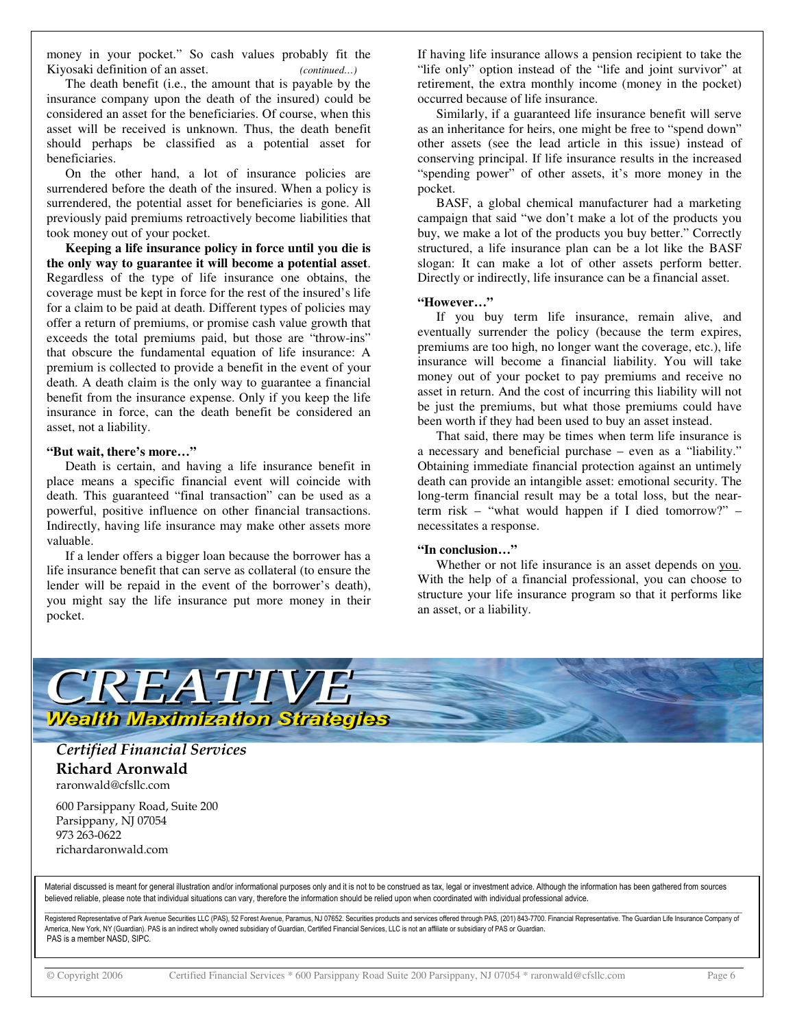money in your pocket." So cash values probably fit the Kiyosaki definition of an asset. *(continued…)*

The death benefit (i.e., the amount that is payable by the insurance company upon the death of the insured) could be considered an asset for the beneficiaries. Of course, when this asset will be received is unknown. Thus, the death benefit should perhaps be classified as a potential asset for beneficiaries.

On the other hand, a lot of insurance policies are surrendered before the death of the insured. When a policy is surrendered, the potential asset for beneficiaries is gone. All previously paid premiums retroactively become liabilities that took money out of your pocket.

**Keeping a life insurance policy in force until you die is the only way to guarantee it will become a potential asset**. Regardless of the type of life insurance one obtains, the coverage must be kept in force for the rest of the insured's life for a claim to be paid at death. Different types of policies may offer a return of premiums, or promise cash value growth that exceeds the total premiums paid, but those are "throw-ins" that obscure the fundamental equation of life insurance: A premium is collected to provide a benefit in the event of your death. A death claim is the only way to guarantee a financial benefit from the insurance expense. Only if you keep the life insurance in force, can the death benefit be considered an asset, not a liability.

**"But wait, there's more…"**

Death is certain, and having a life insurance benefit in place means a specific financial event will coincide with death. This guaranteed "final transaction" can be used as a powerful, positive influence on other financial transactions. Indirectly, having life insurance may make other assets more valuable.

If a lender offers a bigger loan because the borrower has a life insurance benefit that can serve as collateral (to ensure the lender will be repaid in the event of the borrower's death), you might say the life insurance put more money in their pocket.

If having life insurance allows a pension recipient to take the "life only" option instead of the "life and joint survivor" at retirement, the extra monthly income (money in the pocket) occurred because of life insurance.

Similarly, if a guaranteed life insurance benefit will serve as an inheritance for heirs, one might be free to "spend down" other assets (see the lead article in this issue) instead of conserving principal. If life insurance results in the increased "spending power" of other assets, it's more money in the pocket.

BASF, a global chemical manufacturer had a marketing campaign that said "we don't make a lot of the products you buy, we make a lot of the products you buy better." Correctly structured, a life insurance plan can be a lot like the BASF slogan: It can make a lot of other assets perform better. Directly or indirectly, life insurance can be a financial asset.

**"However…"**

If you buy term life insurance, remain alive, and eventually surrender the policy (because the term expires, premiums are too high, no longer want the coverage, etc.), life insurance will become a financial liability. You will take money out of your pocket to pay premiums and receive no asset in return. And the cost of incurring this liability will not be just the premiums, but what those premiums could have been worth if they had been used to buy an asset instead.

That said, there may be times when term life insurance is a necessary and beneficial purchase – even as a "liability." Obtaining immediate financial protection against an untimely death can provide an intangible asset: emotional security. The long-term financial result may be a total loss, but the near-term risk – "what would happen if I died tomorrow?" – necessitates a response.

**"In conclusion…"**

Whether or not life insurance is an asset depends on <u>you</u>. With the help of a financial professional, you can choose to structure your life insurance program so that it performs like an asset, or a liability.

# CREATIVE

## Wealth Maximization Strategies

*Certified Financial Services*
**Richard Aronwald**
raronwald@cfsllc.com

600 Parsippany Road, Suite 200
Parsippany, NJ 07054
973 263-0622
richardaronwald.com

Material discussed is meant for general illustration and/or informational purposes only and it is not to be construed as tax, legal or investment advice. Although the information has been gathered from sources believed reliable, please note that individual situations can vary, therefore the information should be relied upon when coordinated with individual professional advice.

Registered Representative of Park Avenue Securities LLC (PAS), 52 Forest Avenue, Paramus, NJ 07652. Securities products and services offered through PAS, (201) 843-7700. Financial Representative. The Guardian Life Insurance Company of America, New York, NY (Guardian). PAS is an indirect wholly owned subsidiary of Guardian, Certified Financial Services, LLC is not an affiliate or subsidiary of PAS or Guardian. PAS is a member NASD, SIPC.